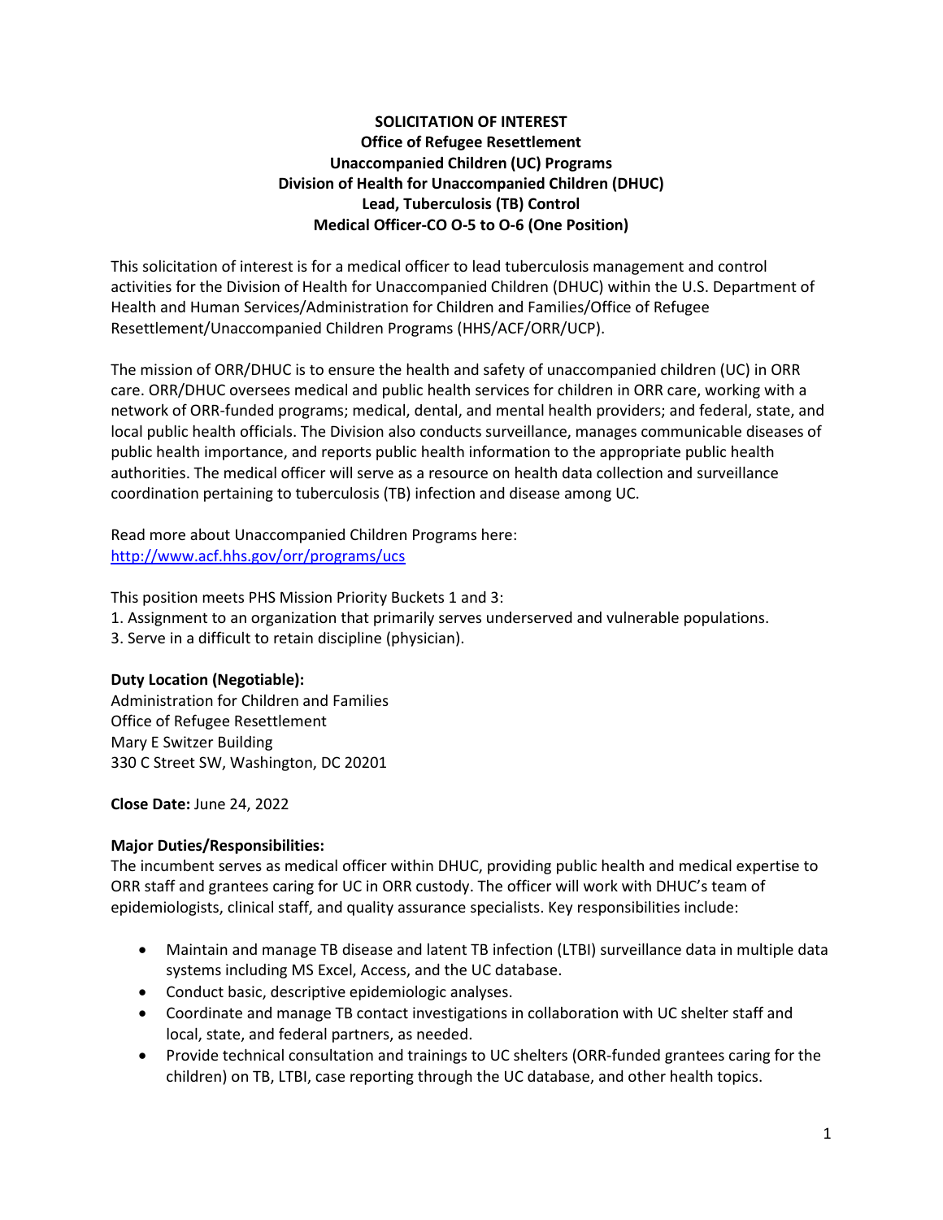# SOLICITATION OF INTEREST
## Office of Refugee Resettlement
## Unaccompanied Children (UC) Programs
## Division of Health for Unaccompanied Children (DHUC)
## Lead, Tuberculosis (TB) Control
## Medical Officer-CO O-5 to O-6 (One Position)

This solicitation of interest is for a medical officer to lead tuberculosis management and control activities for the Division of Health for Unaccompanied Children (DHUC) within the U.S. Department of Health and Human Services/Administration for Children and Families/Office of Refugee Resettlement/Unaccompanied Children Programs (HHS/ACF/ORR/UCP).

The mission of ORR/DHUC is to ensure the health and safety of unaccompanied children (UC) in ORR care. ORR/DHUC oversees medical and public health services for children in ORR care, working with a network of ORR-funded programs; medical, dental, and mental health providers; and federal, state, and local public health officials. The Division also conducts surveillance, manages communicable diseases of public health importance, and reports public health information to the appropriate public health authorities. The medical officer will serve as a resource on health data collection and surveillance coordination pertaining to tuberculosis (TB) infection and disease among UC.

Read more about Unaccompanied Children Programs here:
[http://www.acf.hhs.gov/orr/programs/ucs](http://www.acf.hhs.gov/orr/programs/ucs)

This position meets PHS Mission Priority Buckets 1 and 3:
1. Assignment to an organization that primarily serves underserved and vulnerable populations.
3. Serve in a difficult to retain discipline (physician).

**Duty Location (Negotiable):**
Administration for Children and Families
Office of Refugee Resettlement
Mary E Switzer Building
330 C Street SW, Washington, DC 20201

**Close Date:** June 24, 2022

**Major Duties/Responsibilities:**
The incumbent serves as medical officer within DHUC, providing public health and medical expertise to ORR staff and grantees caring for UC in ORR custody. The officer will work with DHUC's team of epidemiologists, clinical staff, and quality assurance specialists. Key responsibilities include:

- Maintain and manage TB disease and latent TB infection (LTBI) surveillance data in multiple data systems including MS Excel, Access, and the UC database.
- Conduct basic, descriptive epidemiologic analyses.
- Coordinate and manage TB contact investigations in collaboration with UC shelter staff and local, state, and federal partners, as needed.
- Provide technical consultation and trainings to UC shelters (ORR-funded grantees caring for the children) on TB, LTBI, case reporting through the UC database, and other health topics.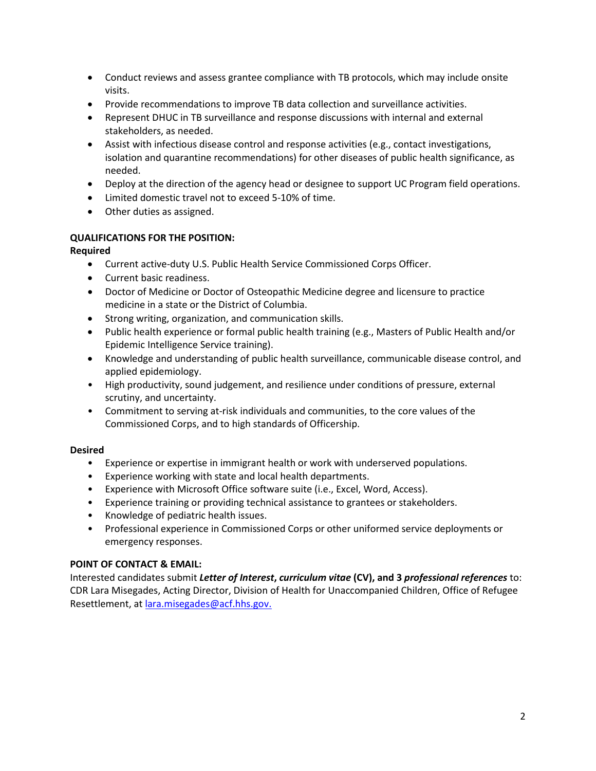- Conduct reviews and assess grantee compliance with TB protocols, which may include onsite visits.
- Provide recommendations to improve TB data collection and surveillance activities.
- Represent DHUC in TB surveillance and response discussions with internal and external stakeholders, as needed.
- Assist with infectious disease control and response activities (e.g., contact investigations, isolation and quarantine recommendations) for other diseases of public health significance, as needed.
- Deploy at the direction of the agency head or designee to support UC Program field operations.
- Limited domestic travel not to exceed 5-10% of time.
- Other duties as assigned.

**QUALIFICATIONS FOR THE POSITION:**

**Required**

- Current active-duty U.S. Public Health Service Commissioned Corps Officer.
- Current basic readiness.
- Doctor of Medicine or Doctor of Osteopathic Medicine degree and licensure to practice medicine in a state or the District of Columbia.
- Strong writing, organization, and communication skills.
- Public health experience or formal public health training (e.g., Masters of Public Health and/or Epidemic Intelligence Service training).
- Knowledge and understanding of public health surveillance, communicable disease control, and applied epidemiology.
- High productivity, sound judgement, and resilience under conditions of pressure, external scrutiny, and uncertainty.
- Commitment to serving at-risk individuals and communities, to the core values of the Commissioned Corps, and to high standards of Officership.

**Desired**

- Experience or expertise in immigrant health or work with underserved populations.
- Experience working with state and local health departments.
- Experience with Microsoft Office software suite (i.e., Excel, Word, Access).
- Experience training or providing technical assistance to grantees or stakeholders.
- Knowledge of pediatric health issues.
- Professional experience in Commissioned Corps or other uniformed service deployments or emergency responses.

**POINT OF CONTACT & EMAIL:**

Interested candidates submit ***Letter of Interest*, *curriculum vitae* (CV), and 3 *professional references*** to: CDR Lara Misegades, Acting Director, Division of Health for Unaccompanied Children, Office of Refugee Resettlement, at lara.misegades@acf.hhs.gov.